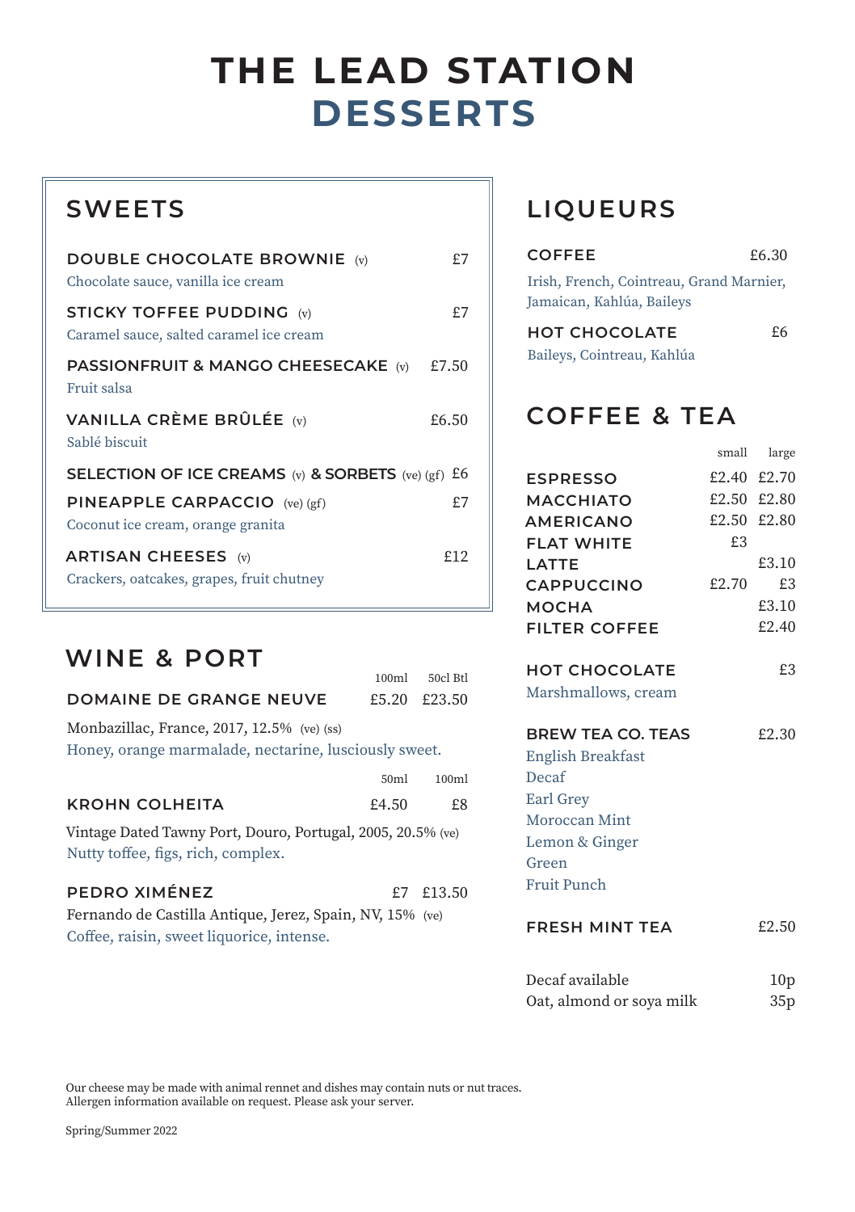# THE LEAD STATION
# DESSERTS

## SWEETS

**DOUBLE CHOCOLATE BROWNIE** (v) — £7
Chocolate sauce, vanilla ice cream

**STICKY TOFFEE PUDDING** (v) — £7
Caramel sauce, salted caramel ice cream

**PASSIONFRUIT & MANGO CHEESECAKE** (v) — £7.50
Fruit salsa

**VANILLA CRÈME BRÛLÉE** (v) — £6.50
Sablé biscuit

**SELECTION OF ICE CREAMS** (v) **& SORBETS** (ve) (gf) — £6

**PINEAPPLE CARPACCIO** (ve) (gf) — £7
Coconut ice cream, orange granita

**ARTISAN CHEESES** (v) — £12
Crackers, oatcakes, grapes, fruit chutney

## WINE & PORT

| | 100ml | 50cl Btl |
|---|---|---|
| **DOMAINE DE GRANGE NEUVE** | £5.20 | £23.50 |

Monbazillac, France, 2017, 12.5% (ve) (ss)
Honey, orange marmalade, nectarine, lusciously sweet.

| | 50ml | 100ml |
|---|---|---|
| **KROHN COLHEITA** | £4.50 | £8 |
| **PEDRO XIMÉNEZ** | £7 | £13.50 |

**KROHN COLHEITA**: Vintage Dated Tawny Port, Douro, Portugal, 2005, 20.5% (ve)
Nutty toffee, figs, rich, complex.

**PEDRO XIMÉNEZ**: Fernando de Castilla Antique, Jerez, Spain, NV, 15% (ve)
Coffee, raisin, sweet liquorice, intense.

## LIQUEURS

**COFFEE** — £6.30
Irish, French, Cointreau, Grand Marnier, Jamaican, Kahlúa, Baileys

**HOT CHOCOLATE** — £6
Baileys, Cointreau, Kahlúa

## COFFEE & TEA

| | small | large |
|---|---|---|
| **ESPRESSO** | £2.40 | £2.70 |
| **MACCHIATO** | £2.50 | £2.80 |
| **AMERICANO** | £2.50 | £2.80 |
| **FLAT WHITE** | £3 | |
| **LATTE** | | £3.10 |
| **CAPPUCCINO** | £2.70 | £3 |
| **MOCHA** | | £3.10 |
| **FILTER COFFEE** | | £2.40 |

**HOT CHOCOLATE** — £3
Marshmallows, cream

**BREW TEA CO. TEAS** — £2.30
English Breakfast
Decaf
Earl Grey
Moroccan Mint
Lemon & Ginger
Green
Fruit Punch

**FRESH MINT TEA** — £2.50

Decaf available — 10p
Oat, almond or soya milk — 35p

Our cheese may be made with animal rennet and dishes may contain nuts or nut traces.
Allergen information available on request. Please ask your server.

Spring/Summer 2022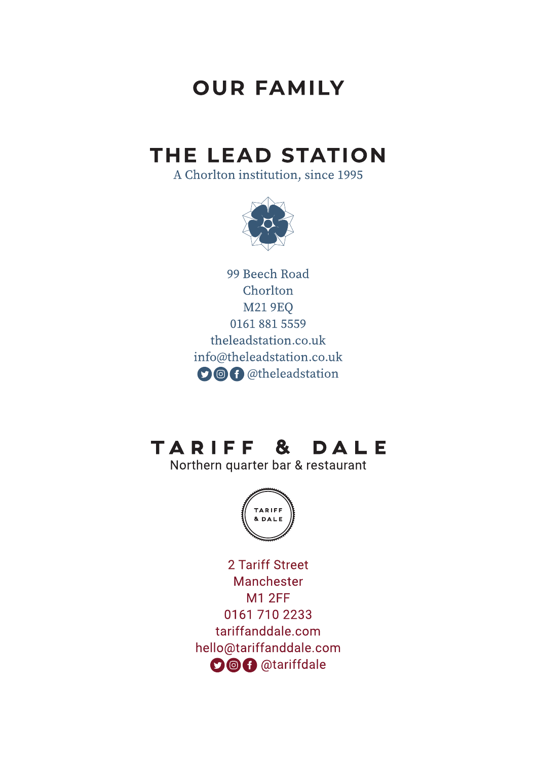# OUR FAMILY

## THE LEAD STATION

A Chorlton institution, since 1995

99 Beech Road
Chorlton
M21 9EQ
0161 881 5559
theleadstation.co.uk
info@theleadstation.co.uk
@theleadstation

## TARIFF & DALE

Northern quarter bar & restaurant

2 Tariff Street
Manchester
M1 2FF
0161 710 2233
tariffanddale.com
hello@tariffanddale.com
@tariffdale